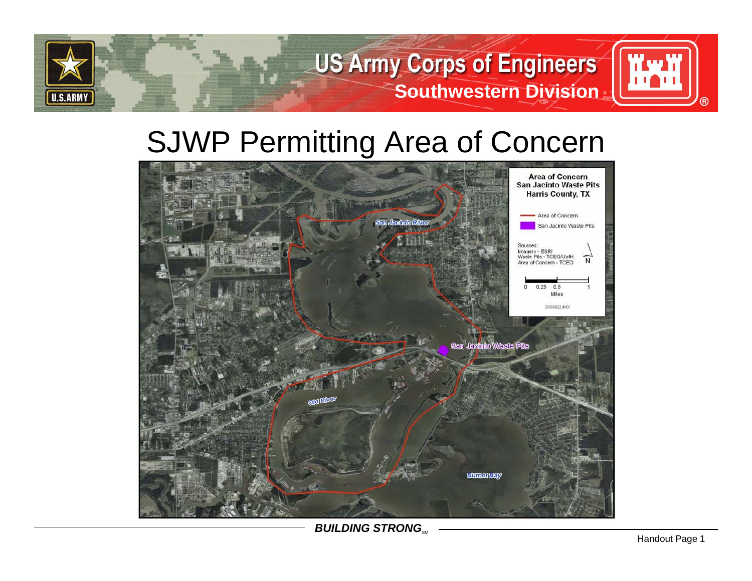# SJWP Permitting Area of Concern

**Area of Concern**
**San Jacinto Waste Pits**
**Harris County, TX**

- Area of Concern
- San Jacinto Waste Pits

Sources:
Imagery - ESRI
Waste Pits - TCEQ/UofH
Area of Concern - TCEQ

0 0.25 0.5 1
Miles

20090922JM01

San Jacinto River

San Jacinto Waste Pits

Old River

Burnet Bay

***BUILDING STRONG***℠

Handout Page 1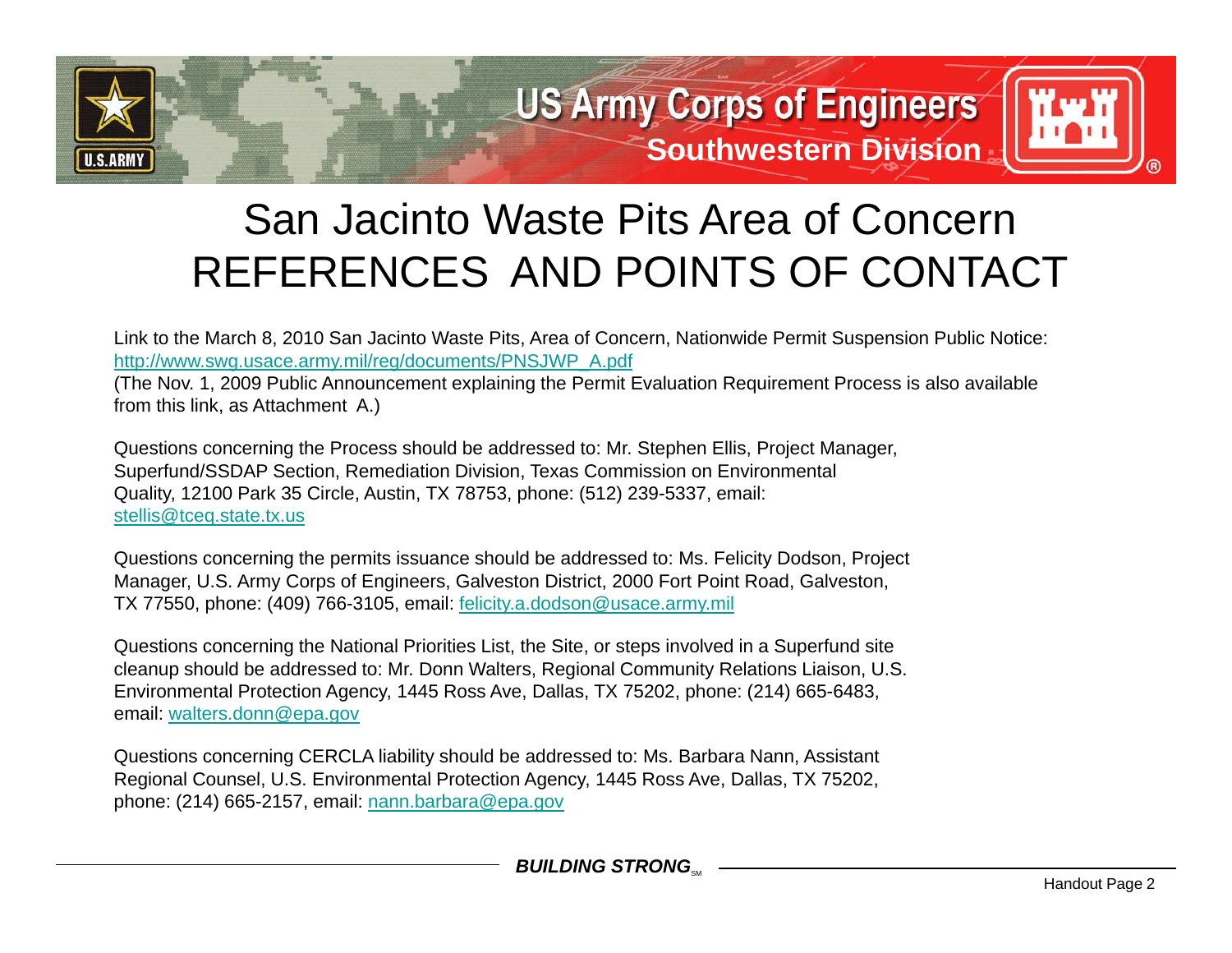# San Jacinto Waste Pits Area of Concern
# REFERENCES AND POINTS OF CONTACT

Link to the March 8, 2010 San Jacinto Waste Pits, Area of Concern, Nationwide Permit Suspension Public Notice: http://www.swg.usace.army.mil/reg/documents/PNSJWP_A.pdf
(The Nov. 1, 2009 Public Announcement explaining the Permit Evaluation Requirement Process is also available from this link, as Attachment A.)

Questions concerning the Process should be addressed to: Mr. Stephen Ellis, Project Manager, Superfund/SSDAP Section, Remediation Division, Texas Commission on Environmental Quality, 12100 Park 35 Circle, Austin, TX 78753, phone: (512) 239-5337, email: stellis@tceq.state.tx.us

Questions concerning the permits issuance should be addressed to: Ms. Felicity Dodson, Project Manager, U.S. Army Corps of Engineers, Galveston District, 2000 Fort Point Road, Galveston, TX 77550, phone: (409) 766-3105, email: felicity.a.dodson@usace.army.mil

Questions concerning the National Priorities List, the Site, or steps involved in a Superfund site cleanup should be addressed to: Mr. Donn Walters, Regional Community Relations Liaison, U.S. Environmental Protection Agency, 1445 Ross Ave, Dallas, TX 75202, phone: (214) 665-6483, email: walters.donn@epa.gov

Questions concerning CERCLA liability should be addressed to: Ms. Barbara Nann, Assistant Regional Counsel, U.S. Environmental Protection Agency, 1445 Ross Ave, Dallas, TX 75202, phone: (214) 665-2157, email: nann.barbara@epa.gov